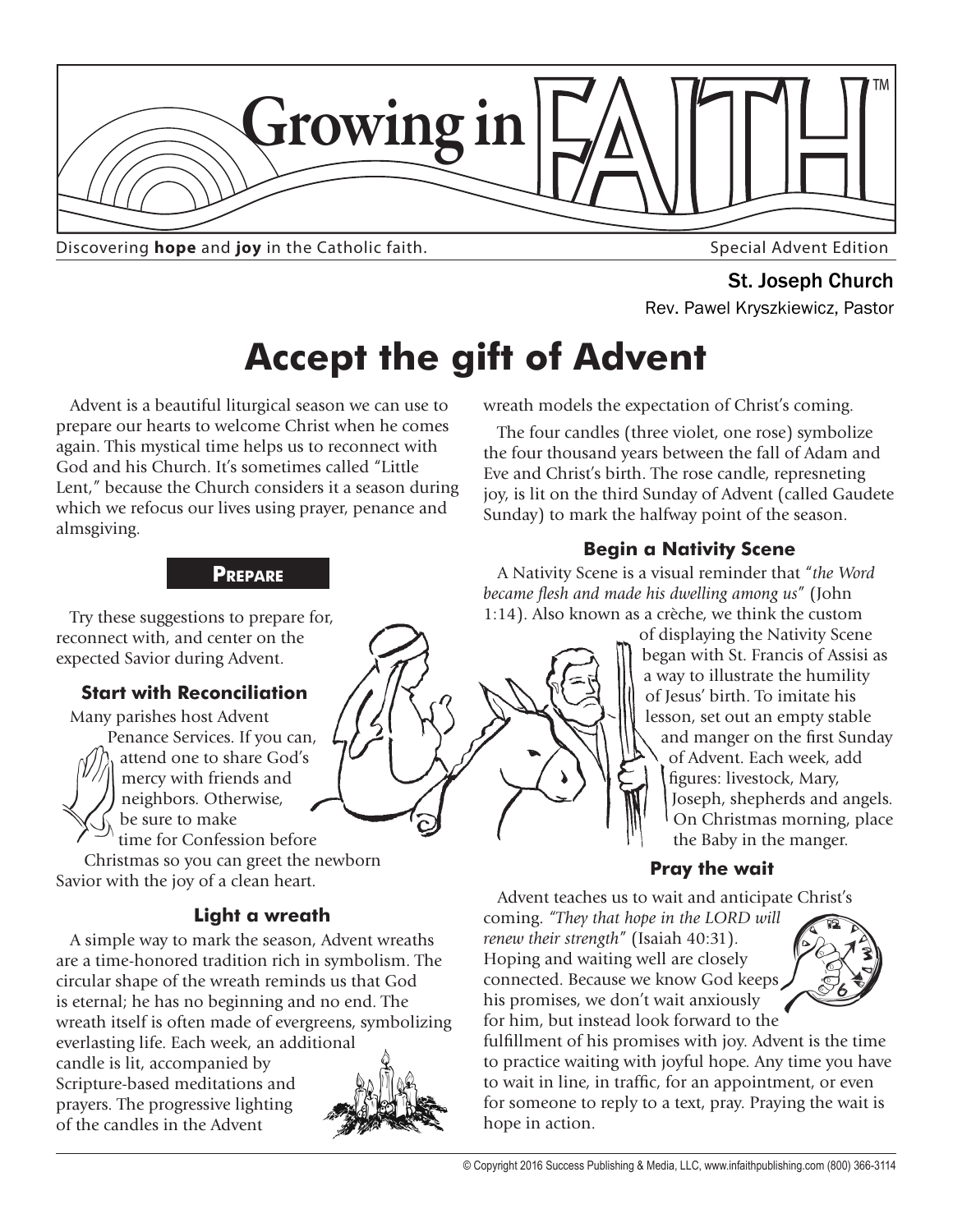# Growing in FAITH™

Discovering **hope** and **joy** in the Catholic faith.

Special Advent Edition

St. Joseph Church

Rev. Pawel Kryszkiewicz, Pastor

## Accept the gift of Advent

Advent is a beautiful liturgical season we can use to prepare our hearts to welcome Christ when he comes again. This mystical time helps us to reconnect with God and his Church. It's sometimes called "Little Lent," because the Church considers it a season during which we refocus our lives using prayer, penance and almsgiving.

### Prepare

Try these suggestions to prepare for, reconnect with, and center on the expected Savior during Advent.

#### Start with Reconciliation

Many parishes host Advent Penance Services. If you can, attend one to share God's mercy with friends and neighbors. Otherwise, be sure to make time for Confession before Christmas so you can greet the newborn Savior with the joy of a clean heart.

#### Light a wreath

A simple way to mark the season, Advent wreaths are a time-honored tradition rich in symbolism. The circular shape of the wreath reminds us that God is eternal; he has no beginning and no end. The wreath itself is often made of evergreens, symbolizing everlasting life. Each week, an additional candle is lit, accompanied by Scripture-based meditations and prayers. The progressive lighting of the candles in the Advent wreath models the expectation of Christ's coming.

The four candles (three violet, one rose) symbolize the four thousand years between the fall of Adam and Eve and Christ's birth. The rose candle, represneting joy, is lit on the third Sunday of Advent (called Gaudete Sunday) to mark the halfway point of the season.

#### Begin a Nativity Scene

A Nativity Scene is a visual reminder that "*the Word became flesh and made his dwelling among us*" (John 1:14). Also known as a crèche, we think the custom of displaying the Nativity Scene began with St. Francis of Assisi as a way to illustrate the humility of Jesus' birth. To imitate his lesson, set out an empty stable and manger on the first Sunday of Advent. Each week, add figures: livestock, Mary, Joseph, shepherds and angels. On Christmas morning, place the Baby in the manger.

#### Pray the wait

Advent teaches us to wait and anticipate Christ's coming. *"They that hope in the LORD will renew their strength"* (Isaiah 40:31). Hoping and waiting well are closely connected. Because we know God keeps his promises, we don't wait anxiously for him, but instead look forward to the fulfillment of his promises with joy. Advent is the time to practice waiting with joyful hope. Any time you have to wait in line, in traffic, for an appointment, or even for someone to reply to a text, pray. Praying the wait is hope in action.

© Copyright 2016 Success Publishing & Media, LLC, www.infaithpublishing.com (800) 366-3114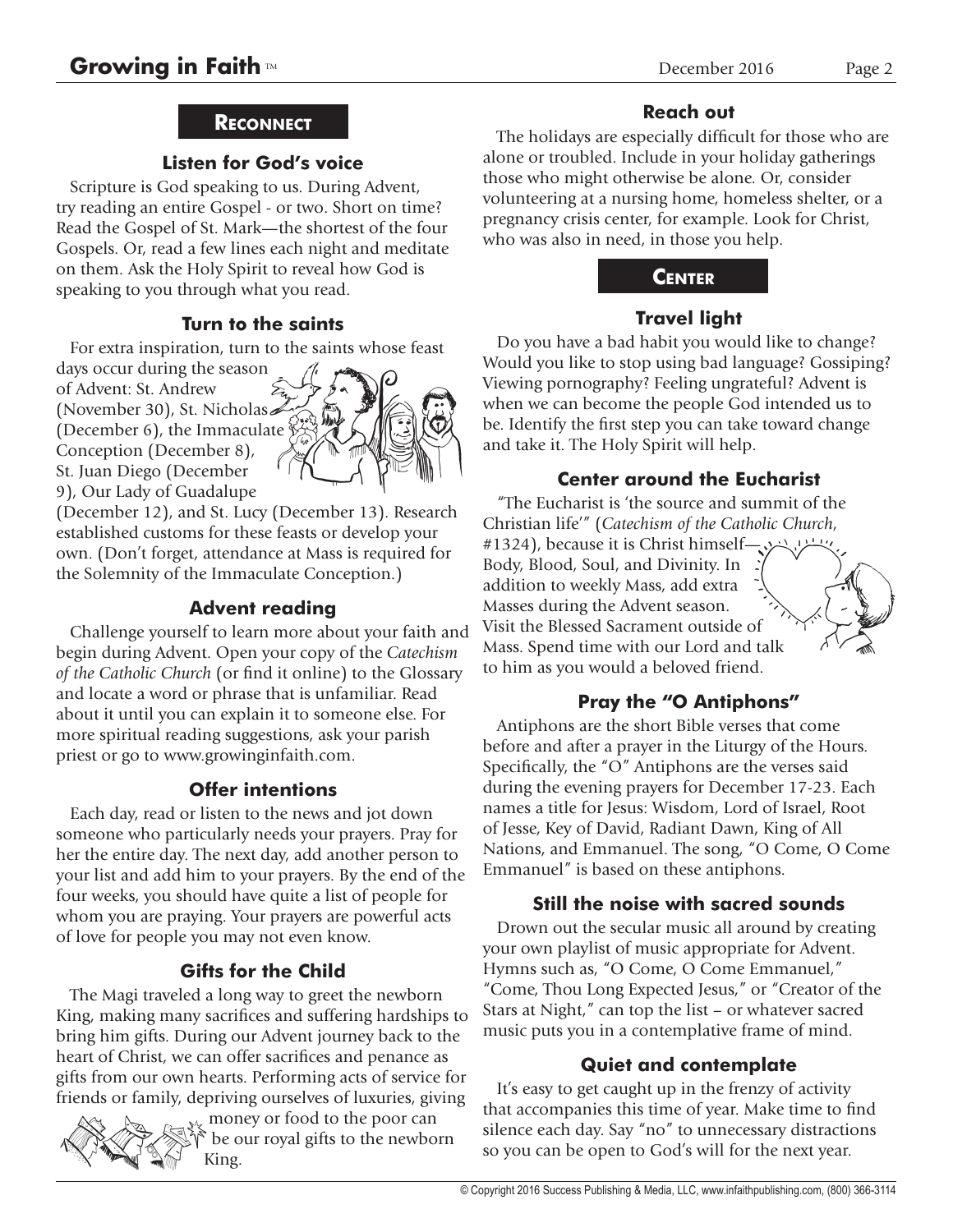## Reconnect

### Listen for God's voice

Scripture is God speaking to us. During Advent, try reading an entire Gospel - or two. Short on time? Read the Gospel of St. Mark—the shortest of the four Gospels. Or, read a few lines each night and meditate on them. Ask the Holy Spirit to reveal how God is speaking to you through what you read.

### Turn to the saints

For extra inspiration, turn to the saints whose feast days occur during the season of Advent: St. Andrew (November 30), St. Nicholas (December 6), the Immaculate Conception (December 8), St. Juan Diego (December 9), Our Lady of Guadalupe (December 12), and St. Lucy (December 13). Research established customs for these feasts or develop your own. (Don't forget, attendance at Mass is required for the Solemnity of the Immaculate Conception.)

### Advent reading

Challenge yourself to learn more about your faith and begin during Advent. Open your copy of the *Catechism of the Catholic Church* (or find it online) to the Glossary and locate a word or phrase that is unfamiliar. Read about it until you can explain it to someone else. For more spiritual reading suggestions, ask your parish priest or go to www.growinginfaith.com.

### Offer intentions

Each day, read or listen to the news and jot down someone who particularly needs your prayers. Pray for her the entire day. The next day, add another person to your list and add him to your prayers. By the end of the four weeks, you should have quite a list of people for whom you are praying. Your prayers are powerful acts of love for people you may not even know.

### Gifts for the Child

The Magi traveled a long way to greet the newborn King, making many sacrifices and suffering hardships to bring him gifts. During our Advent journey back to the heart of Christ, we can offer sacrifices and penance as gifts from our own hearts. Performing acts of service for friends or family, depriving ourselves of luxuries, giving money or food to the poor can be our royal gifts to the newborn King.

### Reach out

The holidays are especially difficult for those who are alone or troubled. Include in your holiday gatherings those who might otherwise be alone. Or, consider volunteering at a nursing home, homeless shelter, or a pregnancy crisis center, for example. Look for Christ, who was also in need, in those you help.

## Center

### Travel light

Do you have a bad habit you would like to change? Would you like to stop using bad language? Gossiping? Viewing pornography? Feeling ungrateful? Advent is when we can become the people God intended us to be. Identify the first step you can take toward change and take it. The Holy Spirit will help.

### Center around the Eucharist

"The Eucharist is 'the source and summit of the Christian life'" (*Catechism of the Catholic Church*, #1324), because it is Christ himself—Body, Blood, Soul, and Divinity. In addition to weekly Mass, add extra Masses during the Advent season. Visit the Blessed Sacrament outside of Mass. Spend time with our Lord and talk to him as you would a beloved friend.

### Pray the "O Antiphons"

Antiphons are the short Bible verses that come before and after a prayer in the Liturgy of the Hours. Specifically, the "O" Antiphons are the verses said during the evening prayers for December 17-23. Each names a title for Jesus: Wisdom, Lord of Israel, Root of Jesse, Key of David, Radiant Dawn, King of All Nations, and Emmanuel. The song, "O Come, O Come Emmanuel" is based on these antiphons.

### Still the noise with sacred sounds

Drown out the secular music all around by creating your own playlist of music appropriate for Advent. Hymns such as, "O Come, O Come Emmanuel," "Come, Thou Long Expected Jesus," or "Creator of the Stars at Night," can top the list – or whatever sacred music puts you in a contemplative frame of mind.

### Quiet and contemplate

It's easy to get caught up in the frenzy of activity that accompanies this time of year. Make time to find silence each day. Say "no" to unnecessary distractions so you can be open to God's will for the next year.

© Copyright 2016 Success Publishing & Media, LLC, www.infaithpublishing.com, (800) 366-3114